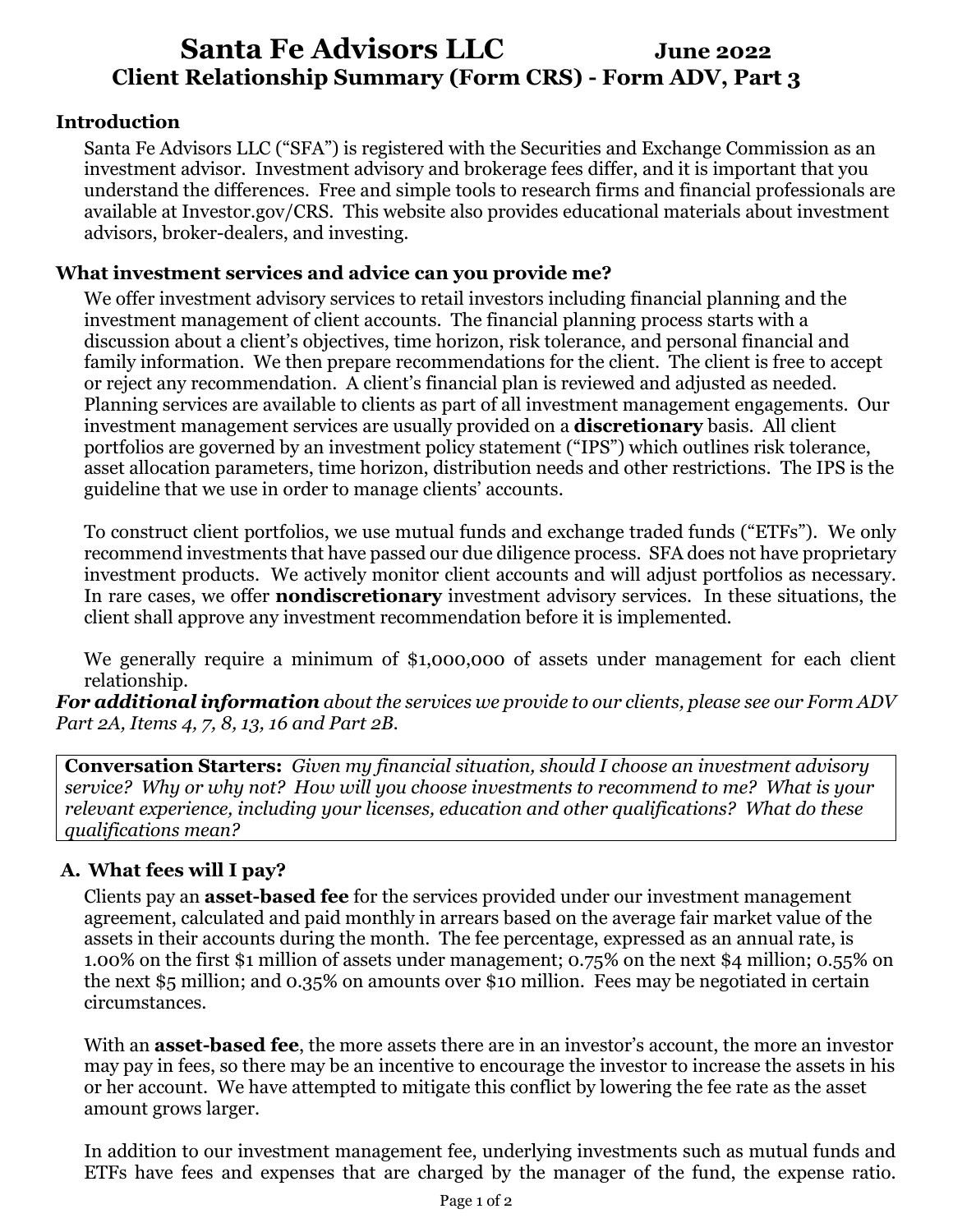# Santa Fe Advisors LLC June 2022

## Client Relationship Summary (Form CRS) - Form ADV, Part 3

### Introduction

Santa Fe Advisors LLC ("SFA") is registered with the Securities and Exchange Commission as an investment advisor. Investment advisory and brokerage fees differ, and it is important that you understand the differences. Free and simple tools to research firms and financial professionals are available at Investor.gov/CRS. This website also provides educational materials about investment advisors, broker-dealers, and investing.

### What investment services and advice can you provide me?

We offer investment advisory services to retail investors including financial planning and the investment management of client accounts. The financial planning process starts with a discussion about a client's objectives, time horizon, risk tolerance, and personal financial and family information. We then prepare recommendations for the client. The client is free to accept or reject any recommendation. A client's financial plan is reviewed and adjusted as needed. Planning services are available to clients as part of all investment management engagements. Our investment management services are usually provided on a **discretionary** basis. All client portfolios are governed by an investment policy statement ("IPS") which outlines risk tolerance, asset allocation parameters, time horizon, distribution needs and other restrictions. The IPS is the guideline that we use in order to manage clients' accounts.

To construct client portfolios, we use mutual funds and exchange traded funds ("ETFs"). We only recommend investments that have passed our due diligence process. SFA does not have proprietary investment products. We actively monitor client accounts and will adjust portfolios as necessary. In rare cases, we offer **nondiscretionary** investment advisory services. In these situations, the client shall approve any investment recommendation before it is implemented.

We generally require a minimum of $1,000,000 of assets under management for each client relationship.

***For additional information*** *about the services we provide to our clients, please see our Form ADV Part 2A, Items 4, 7, 8, 13, 16 and Part 2B.*

**Conversation Starters:** *Given my financial situation, should I choose an investment advisory service? Why or why not? How will you choose investments to recommend to me? What is your relevant experience, including your licenses, education and other qualifications? What do these qualifications mean?*

### A. What fees will I pay?

Clients pay an **asset-based fee** for the services provided under our investment management agreement, calculated and paid monthly in arrears based on the average fair market value of the assets in their accounts during the month. The fee percentage, expressed as an annual rate, is 1.00% on the first $1 million of assets under management; 0.75% on the next $4 million; 0.55% on the next $5 million; and 0.35% on amounts over $10 million. Fees may be negotiated in certain circumstances.

With an **asset-based fee**, the more assets there are in an investor's account, the more an investor may pay in fees, so there may be an incentive to encourage the investor to increase the assets in his or her account. We have attempted to mitigate this conflict by lowering the fee rate as the asset amount grows larger.

In addition to our investment management fee, underlying investments such as mutual funds and ETFs have fees and expenses that are charged by the manager of the fund, the expense ratio.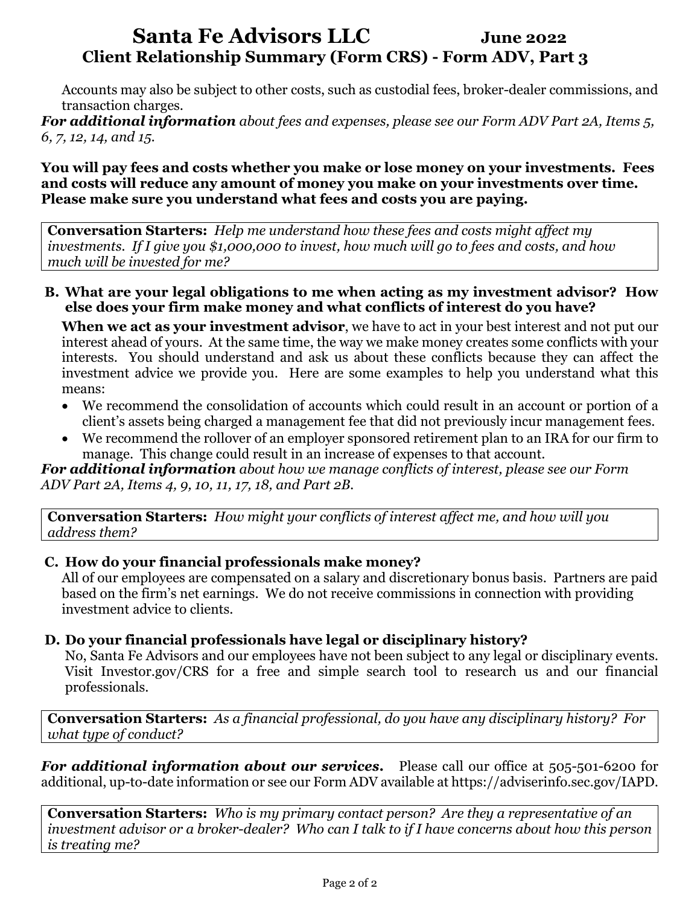Accounts may also be subject to other costs, such as custodial fees, broker-dealer commissions, and transaction charges.

***For additional information*** *about fees and expenses, please see our Form ADV Part 2A, Items 5, 6, 7, 12, 14, and 15.*

**You will pay fees and costs whether you make or lose money on your investments. Fees and costs will reduce any amount of money you make on your investments over time. Please make sure you understand what fees and costs you are paying.**

> **Conversation Starters:** *Help me understand how these fees and costs might affect my investments. If I give you $1,000,000 to invest, how much will go to fees and costs, and how much will be invested for me?*

### B. What are your legal obligations to me when acting as my investment advisor? How else does your firm make money and what conflicts of interest do you have?

**When we act as your investment advisor**, we have to act in your best interest and not put our interest ahead of yours. At the same time, the way we make money creates some conflicts with your interests. You should understand and ask us about these conflicts because they can affect the investment advice we provide you. Here are some examples to help you understand what this means:

- We recommend the consolidation of accounts which could result in an account or portion of a client's assets being charged a management fee that did not previously incur management fees.
- We recommend the rollover of an employer sponsored retirement plan to an IRA for our firm to manage. This change could result in an increase of expenses to that account.

***For additional information*** *about how we manage conflicts of interest, please see our Form ADV Part 2A, Items 4, 9, 10, 11, 17, 18, and Part 2B.*

> **Conversation Starters:** *How might your conflicts of interest affect me, and how will you address them?*

### C. How do your financial professionals make money?

All of our employees are compensated on a salary and discretionary bonus basis. Partners are paid based on the firm's net earnings. We do not receive commissions in connection with providing investment advice to clients.

### D. Do your financial professionals have legal or disciplinary history?

No, Santa Fe Advisors and our employees have not been subject to any legal or disciplinary events. Visit Investor.gov/CRS for a free and simple search tool to research us and our financial professionals.

> **Conversation Starters:** *As a financial professional, do you have any disciplinary history? For what type of conduct?*

***For additional information about our services.*** Please call our office at 505-501-6200 for additional, up-to-date information or see our Form ADV available at https://adviserinfo.sec.gov/IAPD.

> **Conversation Starters:** *Who is my primary contact person? Are they a representative of an investment advisor or a broker-dealer? Who can I talk to if I have concerns about how this person is treating me?*